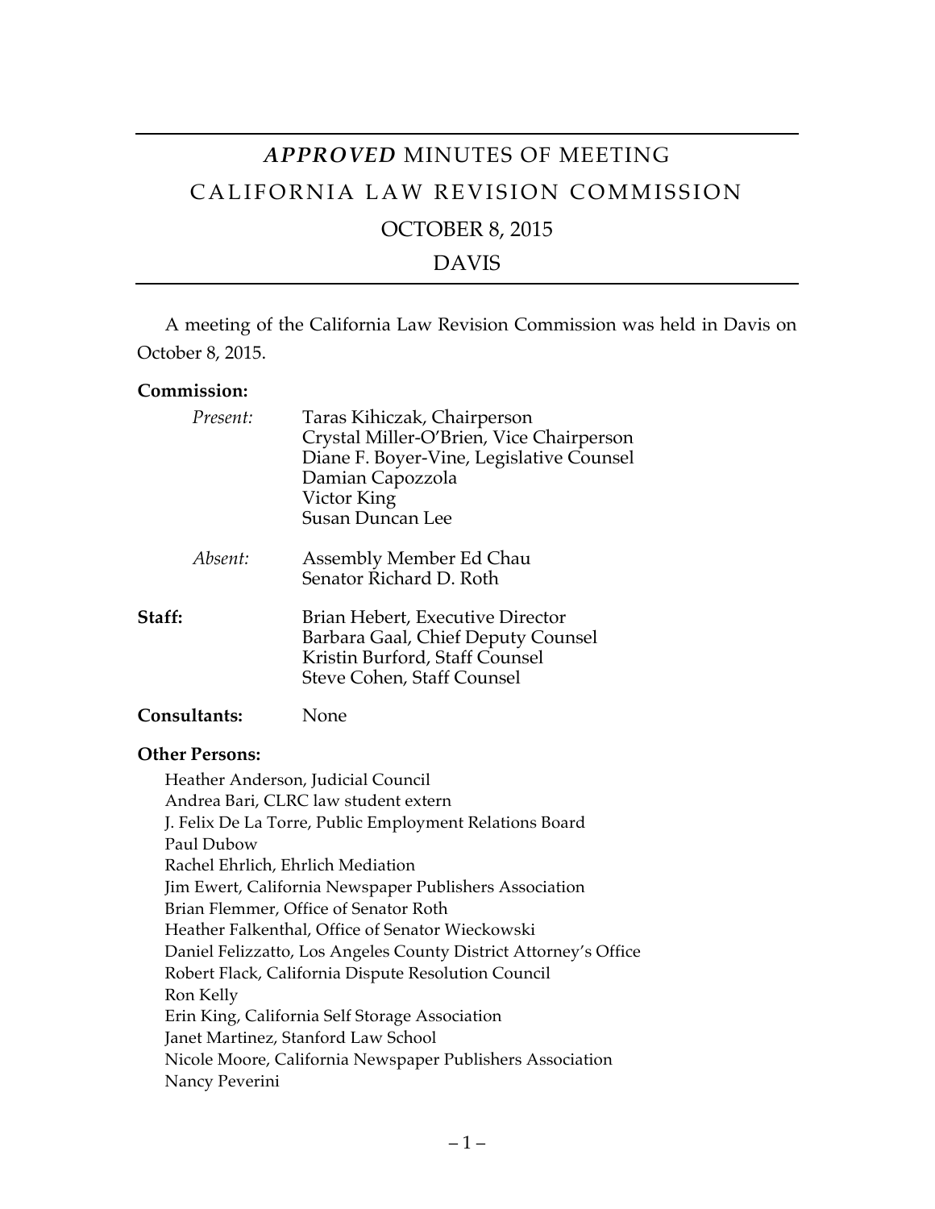# *APPROVED* MINUTES OF MEETING

# CALIFORNIA LAW REVISION COMMISSION

## OCTOBER 8, 2015

## DAVIS

A meeting of the California Law Revision Commission was held in Davis on October 8, 2015.

**Commission:**

*Present:*
Taras Kihiczak, Chairperson
Crystal Miller-O'Brien, Vice Chairperson
Diane F. Boyer-Vine, Legislative Counsel
Damian Capozzola
Victor King
Susan Duncan Lee

*Absent:*
Assembly Member Ed Chau
Senator Richard D. Roth

**Staff:**
Brian Hebert, Executive Director
Barbara Gaal, Chief Deputy Counsel
Kristin Burford, Staff Counsel
Steve Cohen, Staff Counsel

**Consultants:** None

**Other Persons:**

Heather Anderson, Judicial Council
Andrea Bari, CLRC law student extern
J. Felix De La Torre, Public Employment Relations Board
Paul Dubow
Rachel Ehrlich, Ehrlich Mediation
Jim Ewert, California Newspaper Publishers Association
Brian Flemmer, Office of Senator Roth
Heather Falkenthal, Office of Senator Wieckowski
Daniel Felizzatto, Los Angeles County District Attorney's Office
Robert Flack, California Dispute Resolution Council
Ron Kelly
Erin King, California Self Storage Association
Janet Martinez, Stanford Law School
Nicole Moore, California Newspaper Publishers Association
Nancy Peverini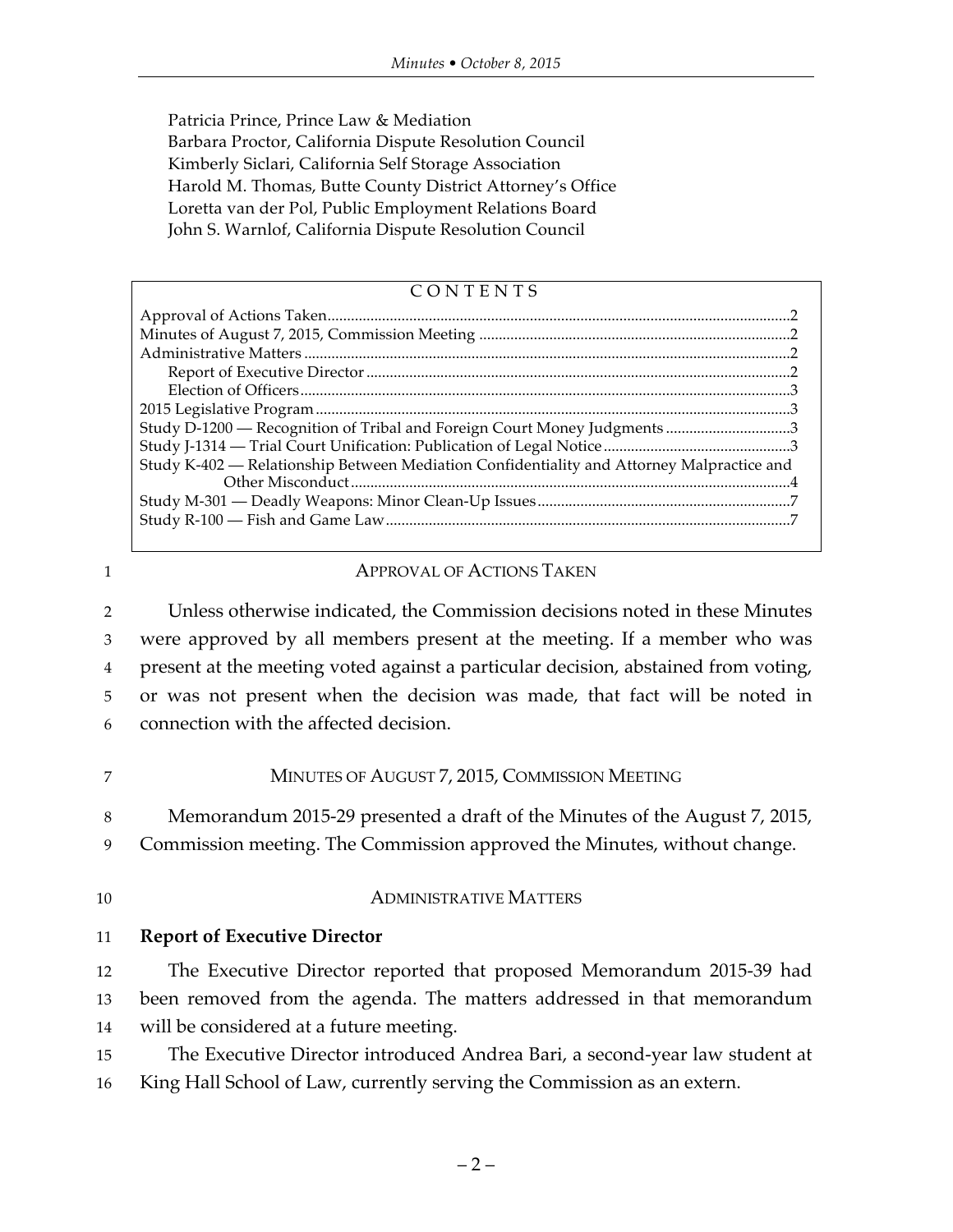Patricia Prince, Prince Law & Mediation
Barbara Proctor, California Dispute Resolution Council
Kimberly Siclari, California Self Storage Association
Harold M. Thomas, Butte County District Attorney's Office
Loretta van der Pol, Public Employment Relations Board
John S. Warnlof, California Dispute Resolution Council

| CONTENTS | |
|---|---|
| Approval of Actions Taken | 2 |
| Minutes of August 7, 2015, Commission Meeting | 2 |
| Administrative Matters | 2 |
| Report of Executive Director | 2 |
| Election of Officers | 3 |
| 2015 Legislative Program | 3 |
| Study D-1200 — Recognition of Tribal and Foreign Court Money Judgments | 3 |
| Study J-1314 — Trial Court Unification: Publication of Legal Notice | 3 |
| Study K-402 — Relationship Between Mediation Confidentiality and Attorney Malpractice and Other Misconduct | 4 |
| Study M-301 — Deadly Weapons: Minor Clean-Up Issues | 7 |
| Study R-100 — Fish and Game Law | 7 |

## APPROVAL OF ACTIONS TAKEN

Unless otherwise indicated, the Commission decisions noted in these Minutes were approved by all members present at the meeting. If a member who was present at the meeting voted against a particular decision, abstained from voting, or was not present when the decision was made, that fact will be noted in connection with the affected decision.

## MINUTES OF AUGUST 7, 2015, COMMISSION MEETING

Memorandum 2015-29 presented a draft of the Minutes of the August 7, 2015, Commission meeting. The Commission approved the Minutes, without change.

## ADMINISTRATIVE MATTERS

### Report of Executive Director

The Executive Director reported that proposed Memorandum 2015-39 had been removed from the agenda. The matters addressed in that memorandum will be considered at a future meeting.

The Executive Director introduced Andrea Bari, a second-year law student at King Hall School of Law, currently serving the Commission as an extern.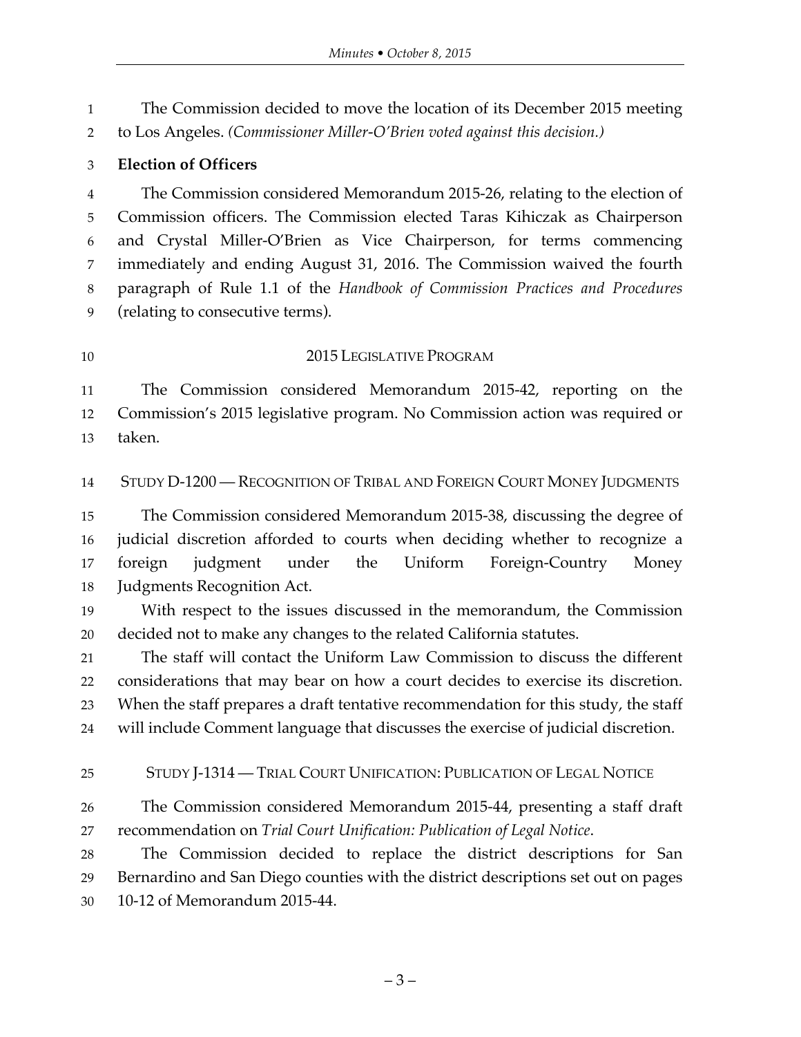The Commission decided to move the location of its December 2015 meeting to Los Angeles. *(Commissioner Miller-O'Brien voted against this decision.)*

**Election of Officers**

The Commission considered Memorandum 2015-26, relating to the election of Commission officers. The Commission elected Taras Kihiczak as Chairperson and Crystal Miller-O'Brien as Vice Chairperson, for terms commencing immediately and ending August 31, 2016. The Commission waived the fourth paragraph of Rule 1.1 of the *Handbook of Commission Practices and Procedures* (relating to consecutive terms).

## 2015 LEGISLATIVE PROGRAM

The Commission considered Memorandum 2015-42, reporting on the Commission's 2015 legislative program. No Commission action was required or taken.

## STUDY D-1200 — RECOGNITION OF TRIBAL AND FOREIGN COURT MONEY JUDGMENTS

The Commission considered Memorandum 2015-38, discussing the degree of judicial discretion afforded to courts when deciding whether to recognize a foreign judgment under the Uniform Foreign-Country Money Judgments Recognition Act.

With respect to the issues discussed in the memorandum, the Commission decided not to make any changes to the related California statutes.

The staff will contact the Uniform Law Commission to discuss the different considerations that may bear on how a court decides to exercise its discretion. When the staff prepares a draft tentative recommendation for this study, the staff will include Comment language that discusses the exercise of judicial discretion.

## STUDY J-1314 — TRIAL COURT UNIFICATION: PUBLICATION OF LEGAL NOTICE

The Commission considered Memorandum 2015-44, presenting a staff draft recommendation on *Trial Court Unification: Publication of Legal Notice*.

The Commission decided to replace the district descriptions for San Bernardino and San Diego counties with the district descriptions set out on pages 10-12 of Memorandum 2015-44.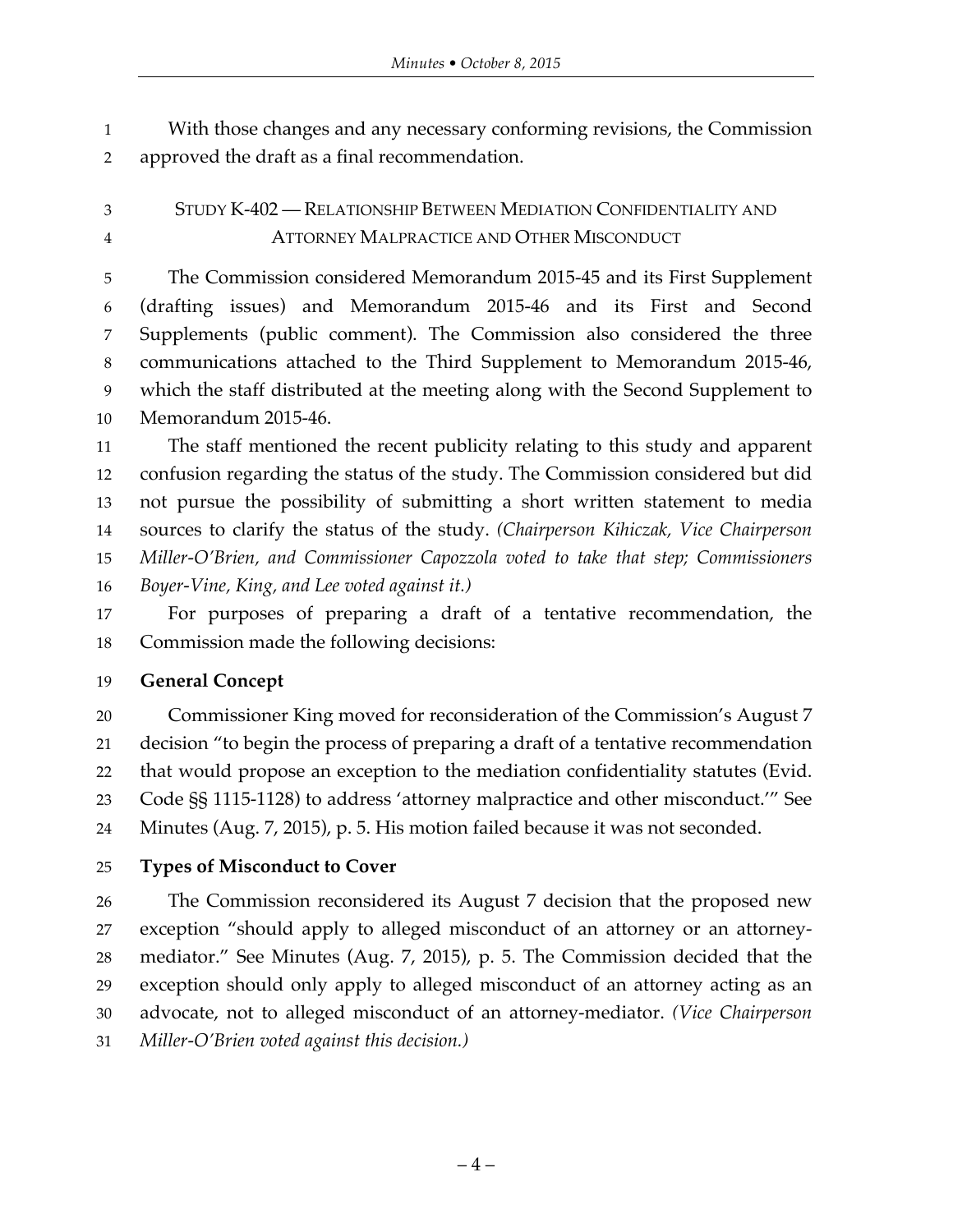With those changes and any necessary conforming revisions, the Commission approved the draft as a final recommendation.

## STUDY K-402 — RELATIONSHIP BETWEEN MEDIATION CONFIDENTIALITY AND ATTORNEY MALPRACTICE AND OTHER MISCONDUCT

The Commission considered Memorandum 2015-45 and its First Supplement (drafting issues) and Memorandum 2015-46 and its First and Second Supplements (public comment). The Commission also considered the three communications attached to the Third Supplement to Memorandum 2015-46, which the staff distributed at the meeting along with the Second Supplement to Memorandum 2015-46.

The staff mentioned the recent publicity relating to this study and apparent confusion regarding the status of the study. The Commission considered but did not pursue the possibility of submitting a short written statement to media sources to clarify the status of the study. *(Chairperson Kihiczak, Vice Chairperson Miller-O'Brien, and Commissioner Capozzola voted to take that step; Commissioners Boyer-Vine, King, and Lee voted against it.)*

For purposes of preparing a draft of a tentative recommendation, the Commission made the following decisions:

**General Concept**

Commissioner King moved for reconsideration of the Commission's August 7 decision "to begin the process of preparing a draft of a tentative recommendation that would propose an exception to the mediation confidentiality statutes (Evid. Code §§ 1115-1128) to address 'attorney malpractice and other misconduct.'" See Minutes (Aug. 7, 2015), p. 5. His motion failed because it was not seconded.

**Types of Misconduct to Cover**

The Commission reconsidered its August 7 decision that the proposed new exception "should apply to alleged misconduct of an attorney or an attorney-mediator." See Minutes (Aug. 7, 2015), p. 5. The Commission decided that the exception should only apply to alleged misconduct of an attorney acting as an advocate, not to alleged misconduct of an attorney-mediator. *(Vice Chairperson Miller-O'Brien voted against this decision.)*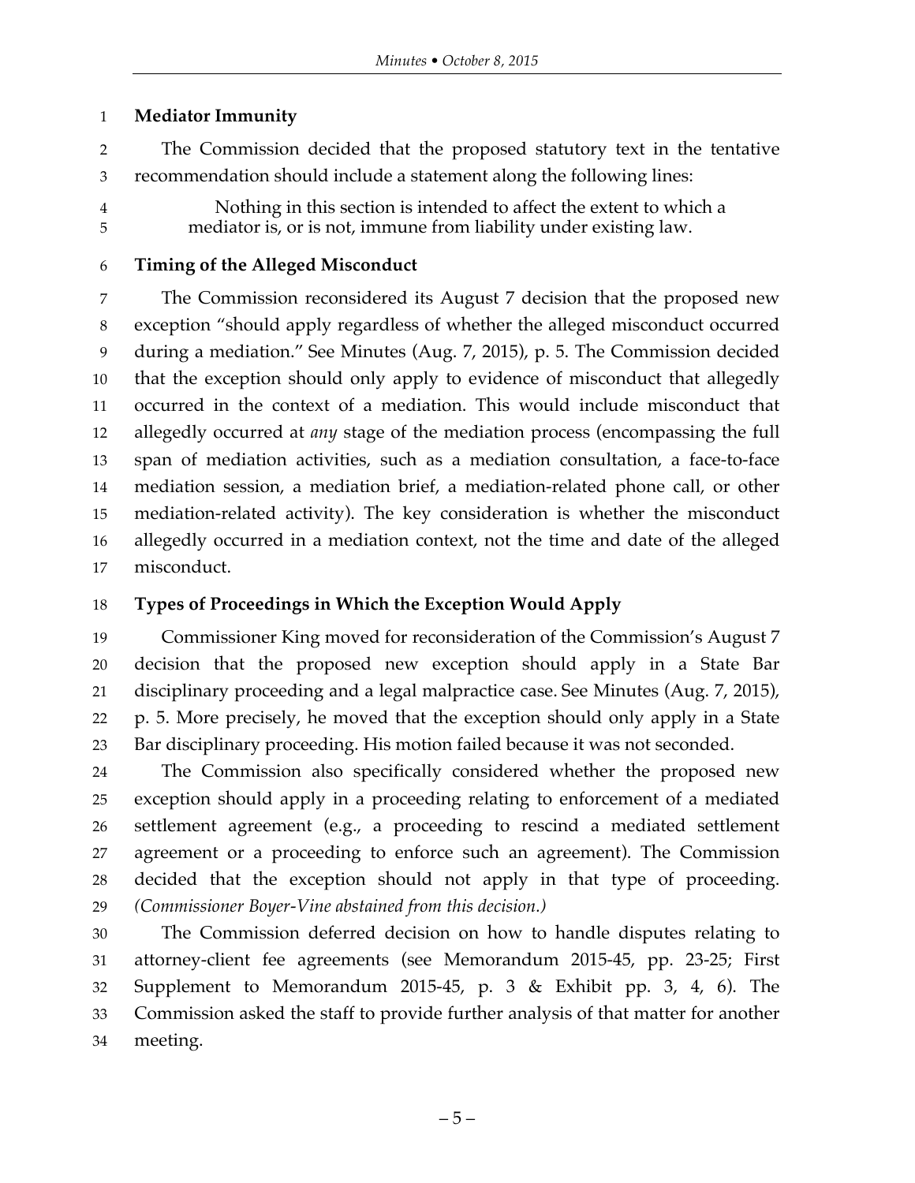**Mediator Immunity**

The Commission decided that the proposed statutory text in the tentative recommendation should include a statement along the following lines:

> Nothing in this section is intended to affect the extent to which a mediator is, or is not, immune from liability under existing law.

**Timing of the Alleged Misconduct**

The Commission reconsidered its August 7 decision that the proposed new exception "should apply regardless of whether the alleged misconduct occurred during a mediation." See Minutes (Aug. 7, 2015), p. 5. The Commission decided that the exception should only apply to evidence of misconduct that allegedly occurred in the context of a mediation. This would include misconduct that allegedly occurred at *any* stage of the mediation process (encompassing the full span of mediation activities, such as a mediation consultation, a face-to-face mediation session, a mediation brief, a mediation-related phone call, or other mediation-related activity). The key consideration is whether the misconduct allegedly occurred in a mediation context, not the time and date of the alleged misconduct.

**Types of Proceedings in Which the Exception Would Apply**

Commissioner King moved for reconsideration of the Commission's August 7 decision that the proposed new exception should apply in a State Bar disciplinary proceeding and a legal malpractice case. See Minutes (Aug. 7, 2015), p. 5. More precisely, he moved that the exception should only apply in a State Bar disciplinary proceeding. His motion failed because it was not seconded.

The Commission also specifically considered whether the proposed new exception should apply in a proceeding relating to enforcement of a mediated settlement agreement (e.g., a proceeding to rescind a mediated settlement agreement or a proceeding to enforce such an agreement). The Commission decided that the exception should not apply in that type of proceeding. *(Commissioner Boyer-Vine abstained from this decision.)*

The Commission deferred decision on how to handle disputes relating to attorney-client fee agreements (see Memorandum 2015-45, pp. 23-25; First Supplement to Memorandum 2015-45, p. 3 & Exhibit pp. 3, 4, 6). The Commission asked the staff to provide further analysis of that matter for another meeting.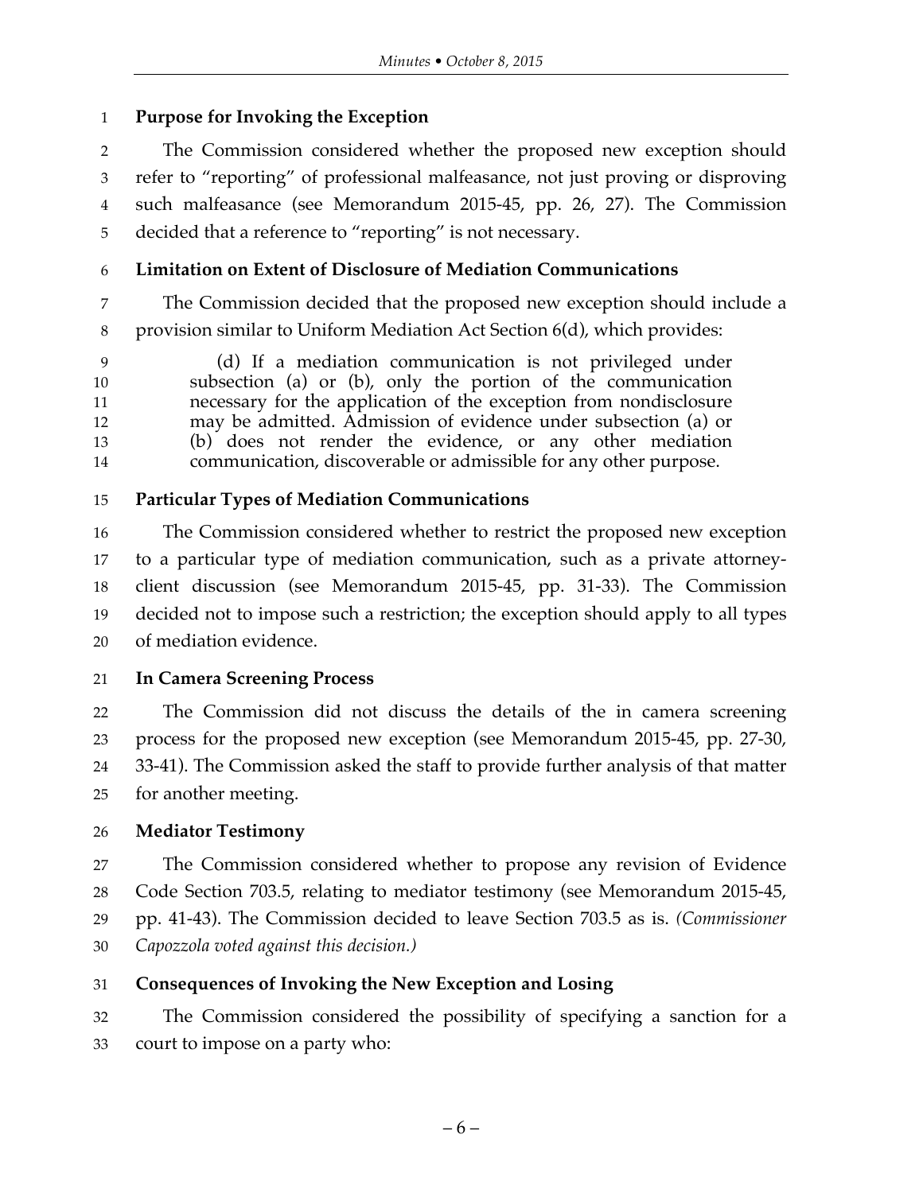**Purpose for Invoking the Exception**

The Commission considered whether the proposed new exception should refer to "reporting" of professional malfeasance, not just proving or disproving such malfeasance (see Memorandum 2015-45, pp. 26, 27). The Commission decided that a reference to "reporting" is not necessary.

**Limitation on Extent of Disclosure of Mediation Communications**

The Commission decided that the proposed new exception should include a provision similar to Uniform Mediation Act Section 6(d), which provides:

> (d) If a mediation communication is not privileged under subsection (a) or (b), only the portion of the communication necessary for the application of the exception from nondisclosure may be admitted. Admission of evidence under subsection (a) or (b) does not render the evidence, or any other mediation communication, discoverable or admissible for any other purpose.

**Particular Types of Mediation Communications**

The Commission considered whether to restrict the proposed new exception to a particular type of mediation communication, such as a private attorney-client discussion (see Memorandum 2015-45, pp. 31-33). The Commission decided not to impose such a restriction; the exception should apply to all types of mediation evidence.

**In Camera Screening Process**

The Commission did not discuss the details of the in camera screening process for the proposed new exception (see Memorandum 2015-45, pp. 27-30, 33-41). The Commission asked the staff to provide further analysis of that matter for another meeting.

**Mediator Testimony**

The Commission considered whether to propose any revision of Evidence Code Section 703.5, relating to mediator testimony (see Memorandum 2015-45, pp. 41-43). The Commission decided to leave Section 703.5 as is. *(Commissioner Capozzola voted against this decision.)*

**Consequences of Invoking the New Exception and Losing**

The Commission considered the possibility of specifying a sanction for a court to impose on a party who: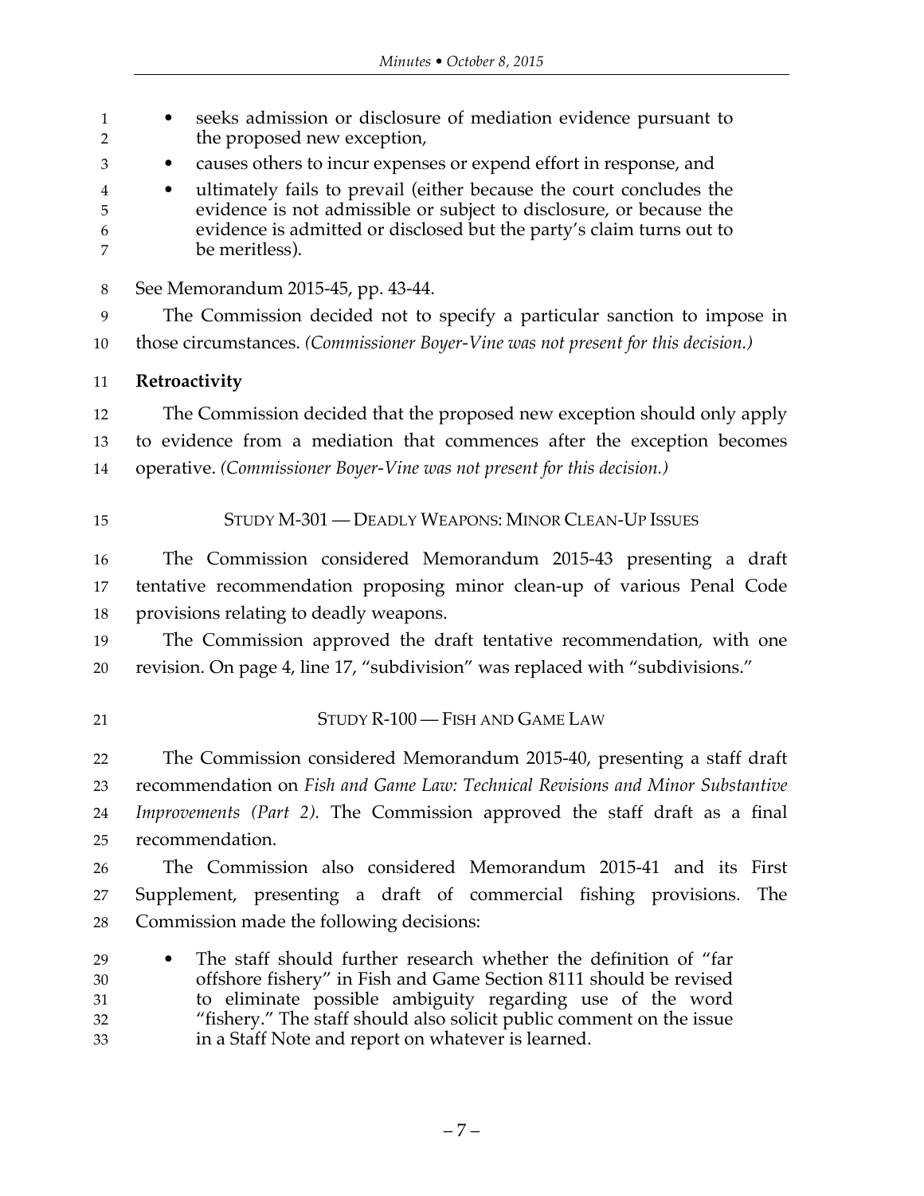- seeks admission or disclosure of mediation evidence pursuant to the proposed new exception,
- causes others to incur expenses or expend effort in response, and
- ultimately fails to prevail (either because the court concludes the evidence is not admissible or subject to disclosure, or because the evidence is admitted or disclosed but the party's claim turns out to be meritless).

See Memorandum 2015-45, pp. 43-44.

The Commission decided not to specify a particular sanction to impose in those circumstances. *(Commissioner Boyer-Vine was not present for this decision.)*

**Retroactivity**

The Commission decided that the proposed new exception should only apply to evidence from a mediation that commences after the exception becomes operative. *(Commissioner Boyer-Vine was not present for this decision.)*

## STUDY M-301 — DEADLY WEAPONS: MINOR CLEAN-UP ISSUES

The Commission considered Memorandum 2015-43 presenting a draft tentative recommendation proposing minor clean-up of various Penal Code provisions relating to deadly weapons.

The Commission approved the draft tentative recommendation, with one revision. On page 4, line 17, "subdivision" was replaced with "subdivisions."

## STUDY R-100 — FISH AND GAME LAW

The Commission considered Memorandum 2015-40, presenting a staff draft recommendation on *Fish and Game Law: Technical Revisions and Minor Substantive Improvements (Part 2).* The Commission approved the staff draft as a final recommendation.

The Commission also considered Memorandum 2015-41 and its First Supplement, presenting a draft of commercial fishing provisions. The Commission made the following decisions:

- The staff should further research whether the definition of "far offshore fishery" in Fish and Game Section 8111 should be revised to eliminate possible ambiguity regarding use of the word "fishery." The staff should also solicit public comment on the issue in a Staff Note and report on whatever is learned.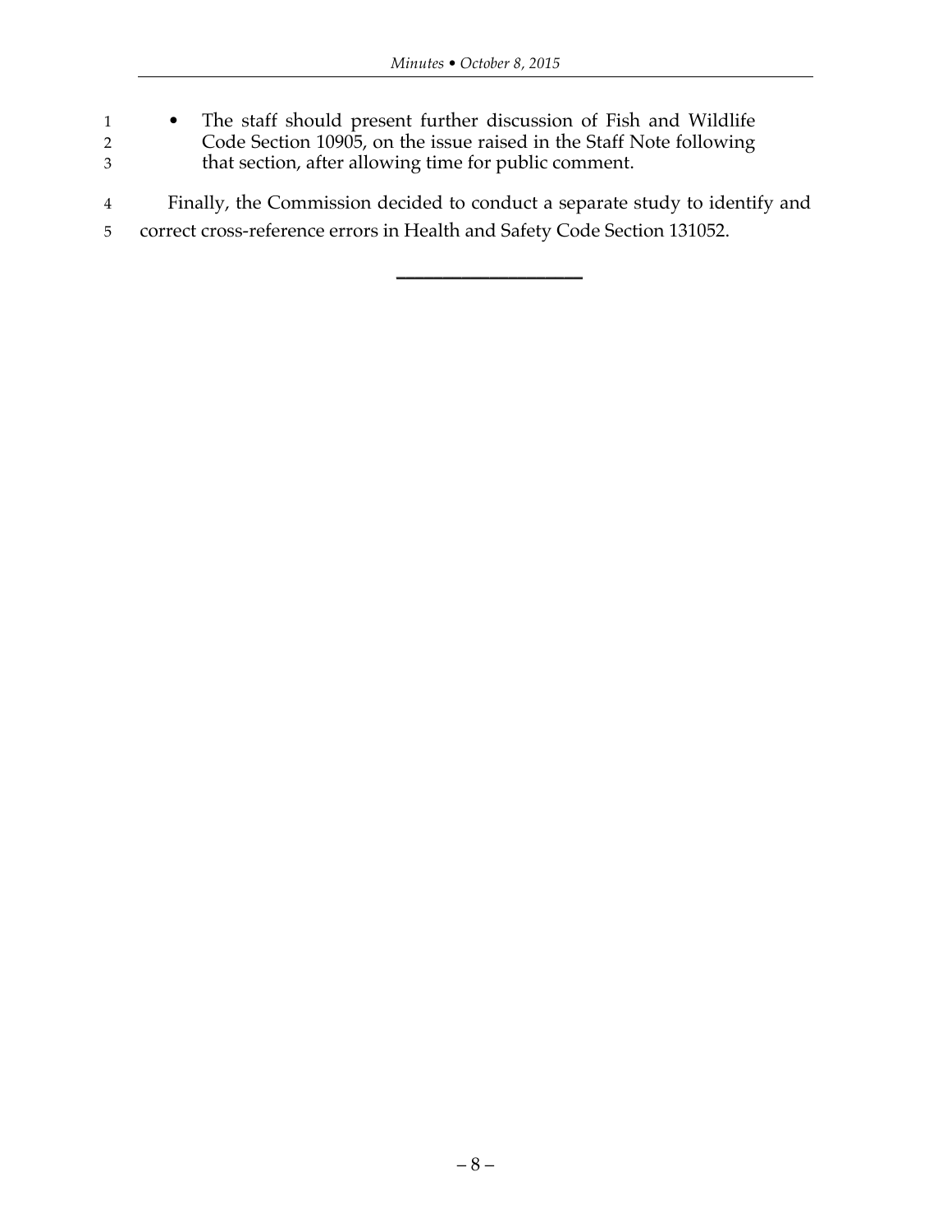- The staff should present further discussion of Fish and Wildlife Code Section 10905, on the issue raised in the Staff Note following that section, after allowing time for public comment.

Finally, the Commission decided to conduct a separate study to identify and correct cross-reference errors in Health and Safety Code Section 131052.

---